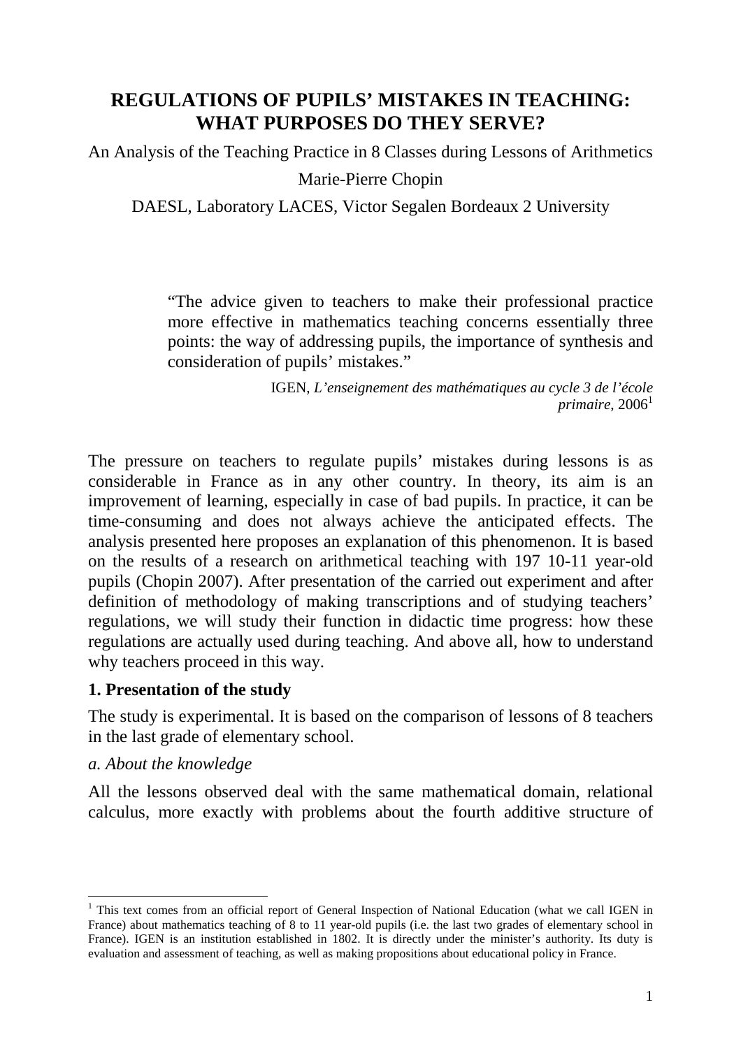# REGULATIONS OF PUPILS' MISTAKES IN TEACHING: WHAT PURPOSES DO THEY SERVE?

An Analysis of the Teaching Practice in 8 Classes during Lessons of Arithmetics

Marie-Pierre Chopin

DAESL, Laboratory LACES, Victor Segalen Bordeaux 2 University

> "The advice given to teachers to make their professional practice more effective in mathematics teaching concerns essentially three points: the way of addressing pupils, the importance of synthesis and consideration of pupils' mistakes."
>
> IGEN, *L'enseignement des mathématiques au cycle 3 de l'école primaire*, 2006[1]

The pressure on teachers to regulate pupils' mistakes during lessons is as considerable in France as in any other country. In theory, its aim is an improvement of learning, especially in case of bad pupils. In practice, it can be time-consuming and does not always achieve the anticipated effects. The analysis presented here proposes an explanation of this phenomenon. It is based on the results of a research on arithmetical teaching with 197 10-11 year-old pupils (Chopin 2007). After presentation of the carried out experiment and after definition of methodology of making transcriptions and of studying teachers' regulations, we will study their function in didactic time progress: how these regulations are actually used during teaching. And above all, how to understand why teachers proceed in this way.

**1. Presentation of the study**

The study is experimental. It is based on the comparison of lessons of 8 teachers in the last grade of elementary school.

*a. About the knowledge*

All the lessons observed deal with the same mathematical domain, relational calculus, more exactly with problems about the fourth additive structure of

[1] This text comes from an official report of General Inspection of National Education (what we call IGEN in France) about mathematics teaching of 8 to 11 year-old pupils (i.e. the last two grades of elementary school in France). IGEN is an institution established in 1802. It is directly under the minister's authority. Its duty is evaluation and assessment of teaching, as well as making propositions about educational policy in France.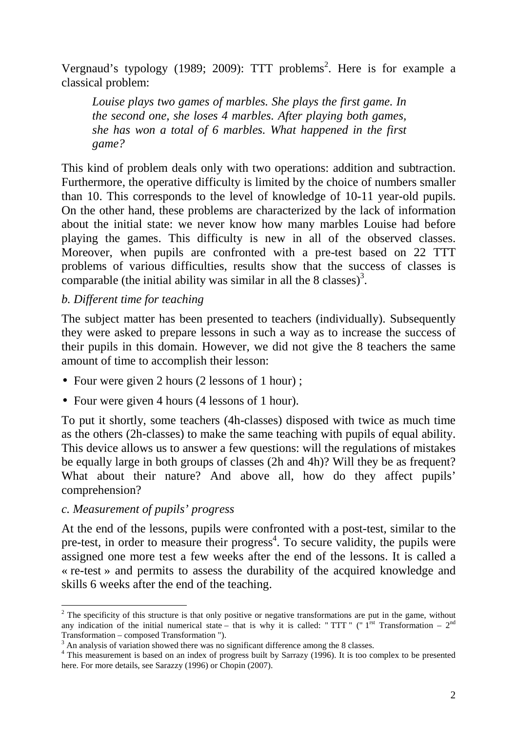Vergnaud's typology (1989; 2009): TTT problems[2]. Here is for example a classical problem:

> *Louise plays two games of marbles. She plays the first game. In the second one, she loses 4 marbles. After playing both games, she has won a total of 6 marbles. What happened in the first game?*

This kind of problem deals only with two operations: addition and subtraction. Furthermore, the operative difficulty is limited by the choice of numbers smaller than 10. This corresponds to the level of knowledge of 10-11 year-old pupils. On the other hand, these problems are characterized by the lack of information about the initial state: we never know how many marbles Louise had before playing the games. This difficulty is new in all of the observed classes. Moreover, when pupils are confronted with a pre-test based on 22 TTT problems of various difficulties, results show that the success of classes is comparable (the initial ability was similar in all the 8 classes)[3].

*b. Different time for teaching*

The subject matter has been presented to teachers (individually). Subsequently they were asked to prepare lessons in such a way as to increase the success of their pupils in this domain. However, we did not give the 8 teachers the same amount of time to accomplish their lesson:

- Four were given 2 hours (2 lessons of 1 hour) ;
- Four were given 4 hours (4 lessons of 1 hour).

To put it shortly, some teachers (4h-classes) disposed with twice as much time as the others (2h-classes) to make the same teaching with pupils of equal ability. This device allows us to answer a few questions: will the regulations of mistakes be equally large in both groups of classes (2h and 4h)? Will they be as frequent? What about their nature? And above all, how do they affect pupils' comprehension?

*c. Measurement of pupils' progress*

At the end of the lessons, pupils were confronted with a post-test, similar to the pre-test, in order to measure their progress[4]. To secure validity, the pupils were assigned one more test a few weeks after the end of the lessons. It is called a « re-test » and permits to assess the durability of the acquired knowledge and skills 6 weeks after the end of the teaching.

---

[2] The specificity of this structure is that only positive or negative transformations are put in the game, without any indication of the initial numerical state – that is why it is called: " TTT " (" 1rst Transformation – 2nd Transformation – composed Transformation ").

[3] An analysis of variation showed there was no significant difference among the 8 classes.

[4] This measurement is based on an index of progress built by Sarrazy (1996). It is too complex to be presented here. For more details, see Sarazzy (1996) or Chopin (2007).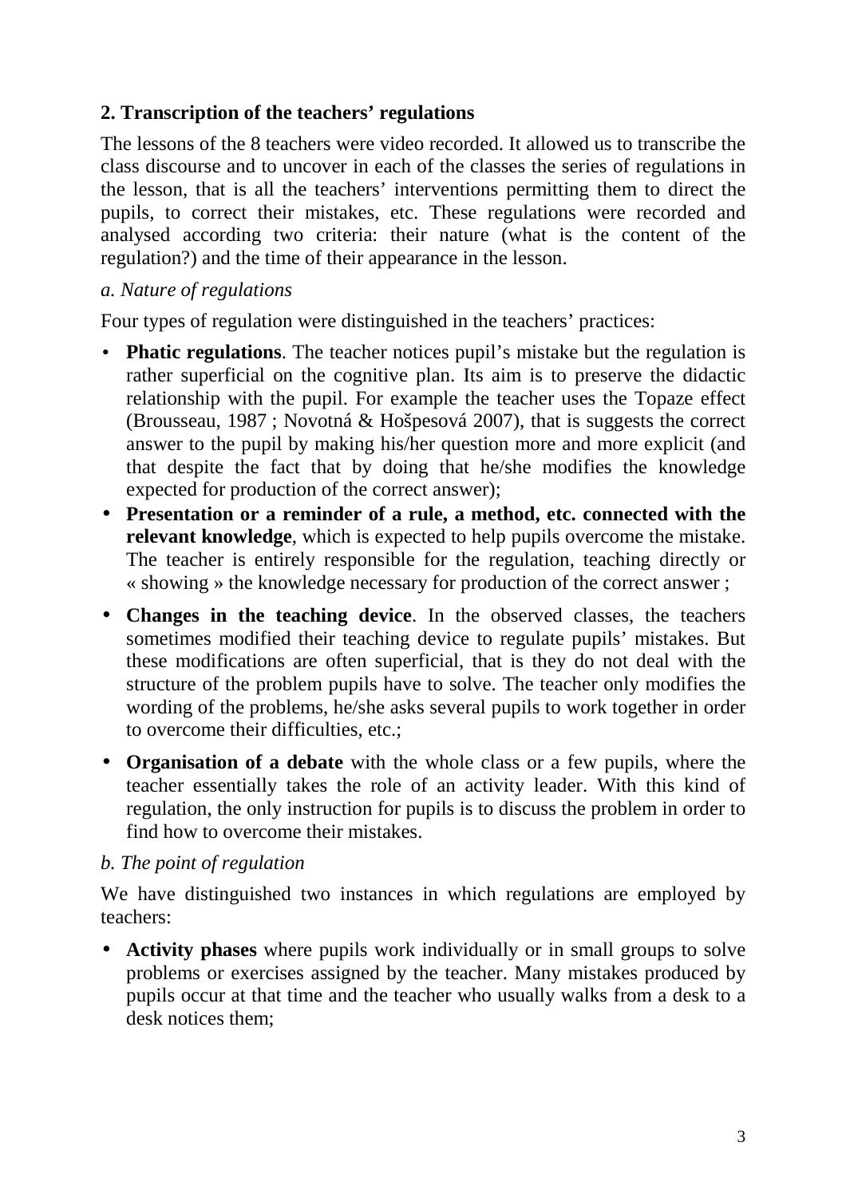## 2. Transcription of the teachers' regulations

The lessons of the 8 teachers were video recorded. It allowed us to transcribe the class discourse and to uncover in each of the classes the series of regulations in the lesson, that is all the teachers' interventions permitting them to direct the pupils, to correct their mistakes, etc. These regulations were recorded and analysed according two criteria: their nature (what is the content of the regulation?) and the time of their appearance in the lesson.

*a. Nature of regulations*

Four types of regulation were distinguished in the teachers' practices:

- **Phatic regulations**. The teacher notices pupil's mistake but the regulation is rather superficial on the cognitive plan. Its aim is to preserve the didactic relationship with the pupil. For example the teacher uses the Topaze effect (Brousseau, 1987 ; Novotná & Hošpesová 2007), that is suggests the correct answer to the pupil by making his/her question more and more explicit (and that despite the fact that by doing that he/she modifies the knowledge expected for production of the correct answer);
- **Presentation or a reminder of a rule, a method, etc. connected with the relevant knowledge**, which is expected to help pupils overcome the mistake. The teacher is entirely responsible for the regulation, teaching directly or « showing » the knowledge necessary for production of the correct answer ;
- **Changes in the teaching device**. In the observed classes, the teachers sometimes modified their teaching device to regulate pupils' mistakes. But these modifications are often superficial, that is they do not deal with the structure of the problem pupils have to solve. The teacher only modifies the wording of the problems, he/she asks several pupils to work together in order to overcome their difficulties, etc.;
- **Organisation of a debate** with the whole class or a few pupils, where the teacher essentially takes the role of an activity leader. With this kind of regulation, the only instruction for pupils is to discuss the problem in order to find how to overcome their mistakes.

*b. The point of regulation*

We have distinguished two instances in which regulations are employed by teachers:

- **Activity phases** where pupils work individually or in small groups to solve problems or exercises assigned by the teacher. Many mistakes produced by pupils occur at that time and the teacher who usually walks from a desk to a desk notices them;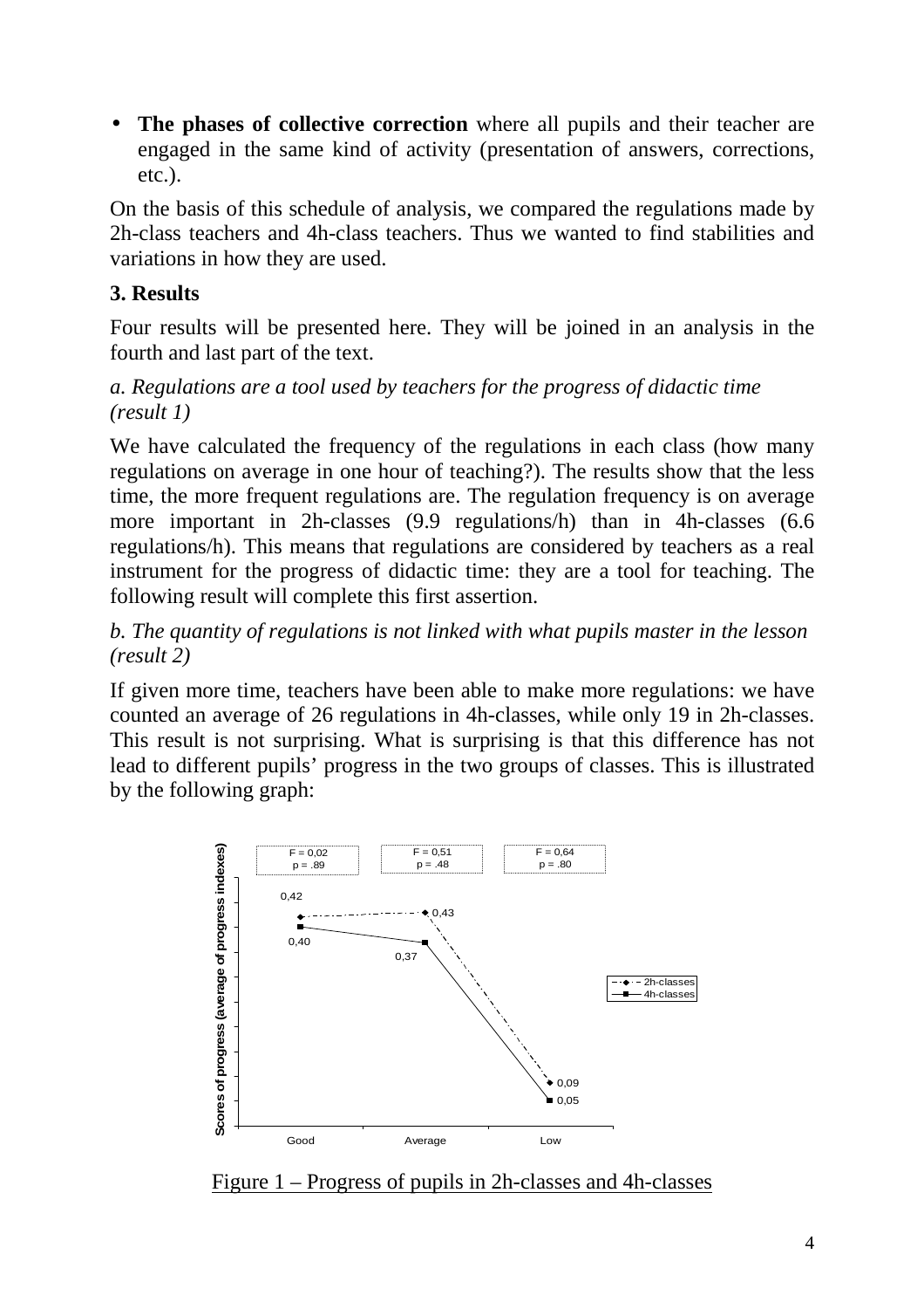- **The phases of collective correction** where all pupils and their teacher are engaged in the same kind of activity (presentation of answers, corrections, etc.).

On the basis of this schedule of analysis, we compared the regulations made by 2h-class teachers and 4h-class teachers. Thus we wanted to find stabilities and variations in how they are used.

## 3. Results

Four results will be presented here. They will be joined in an analysis in the fourth and last part of the text.

### *a. Regulations are a tool used by teachers for the progress of didactic time (result 1)*

We have calculated the frequency of the regulations in each class (how many regulations on average in one hour of teaching?). The results show that the less time, the more frequent regulations are. The regulation frequency is on average more important in 2h-classes (9.9 regulations/h) than in 4h-classes (6.6 regulations/h). This means that regulations are considered by teachers as a real instrument for the progress of didactic time: they are a tool for teaching. The following result will complete this first assertion.

### *b. The quantity of regulations is not linked with what pupils master in the lesson (result 2)*

If given more time, teachers have been able to make more regulations: we have counted an average of 26 regulations in 4h-classes, while only 19 in 2h-classes. This result is not surprising. What is surprising is that this difference has not lead to different pupils' progress in the two groups of classes. This is illustrated by the following graph:

| Pupils | 2h-classes | 4h-classes | F | p |
|---|---|---|---|---|
| Good | 0,42 | 0,40 | 0,02 | .89 |
| Average | 0,43 | 0,37 | 0,51 | .48 |
| Low | 0,09 | 0,05 | 0,64 | .80 |

Scores of progress (average of progress indexes)

Figure 1 – Progress of pupils in 2h-classes and 4h-classes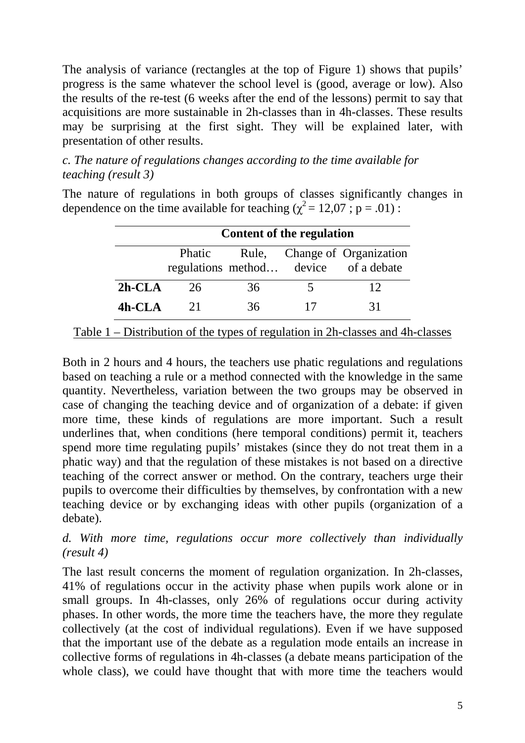The analysis of variance (rectangles at the top of Figure 1) shows that pupils' progress is the same whatever the school level is (good, average or low). Also the results of the re-test (6 weeks after the end of the lessons) permit to say that acquisitions are more sustainable in 2h-classes than in 4h-classes. These results may be surprising at the first sight. They will be explained later, with presentation of other results.

*c. The nature of regulations changes according to the time available for teaching (result 3)*

The nature of regulations in both groups of classes significantly changes in dependence on the time available for teaching ($\chi^2 = 12{,}07$ ; $p = .01$) :

| | Content of the regulation | | | |
|---|---|---|---|---|
| | Phatic regulations | Rule, method… | Change of device | Organization of a debate |
| **2h-CLA** | 26 | 36 | 5 | 12 |
| **4h-CLA** | 21 | 36 | 17 | 31 |

Table 1 – Distribution of the types of regulation in 2h-classes and 4h-classes

Both in 2 hours and 4 hours, the teachers use phatic regulations and regulations based on teaching a rule or a method connected with the knowledge in the same quantity. Nevertheless, variation between the two groups may be observed in case of changing the teaching device and of organization of a debate: if given more time, these kinds of regulations are more important. Such a result underlines that, when conditions (here temporal conditions) permit it, teachers spend more time regulating pupils' mistakes (since they do not treat them in a phatic way) and that the regulation of these mistakes is not based on a directive teaching of the correct answer or method. On the contrary, teachers urge their pupils to overcome their difficulties by themselves, by confrontation with a new teaching device or by exchanging ideas with other pupils (organization of a debate).

*d. With more time, regulations occur more collectively than individually (result 4)*

The last result concerns the moment of regulation organization. In 2h-classes, 41% of regulations occur in the activity phase when pupils work alone or in small groups. In 4h-classes, only 26% of regulations occur during activity phases. In other words, the more time the teachers have, the more they regulate collectively (at the cost of individual regulations). Even if we have supposed that the important use of the debate as a regulation mode entails an increase in collective forms of regulations in 4h-classes (a debate means participation of the whole class), we could have thought that with more time the teachers would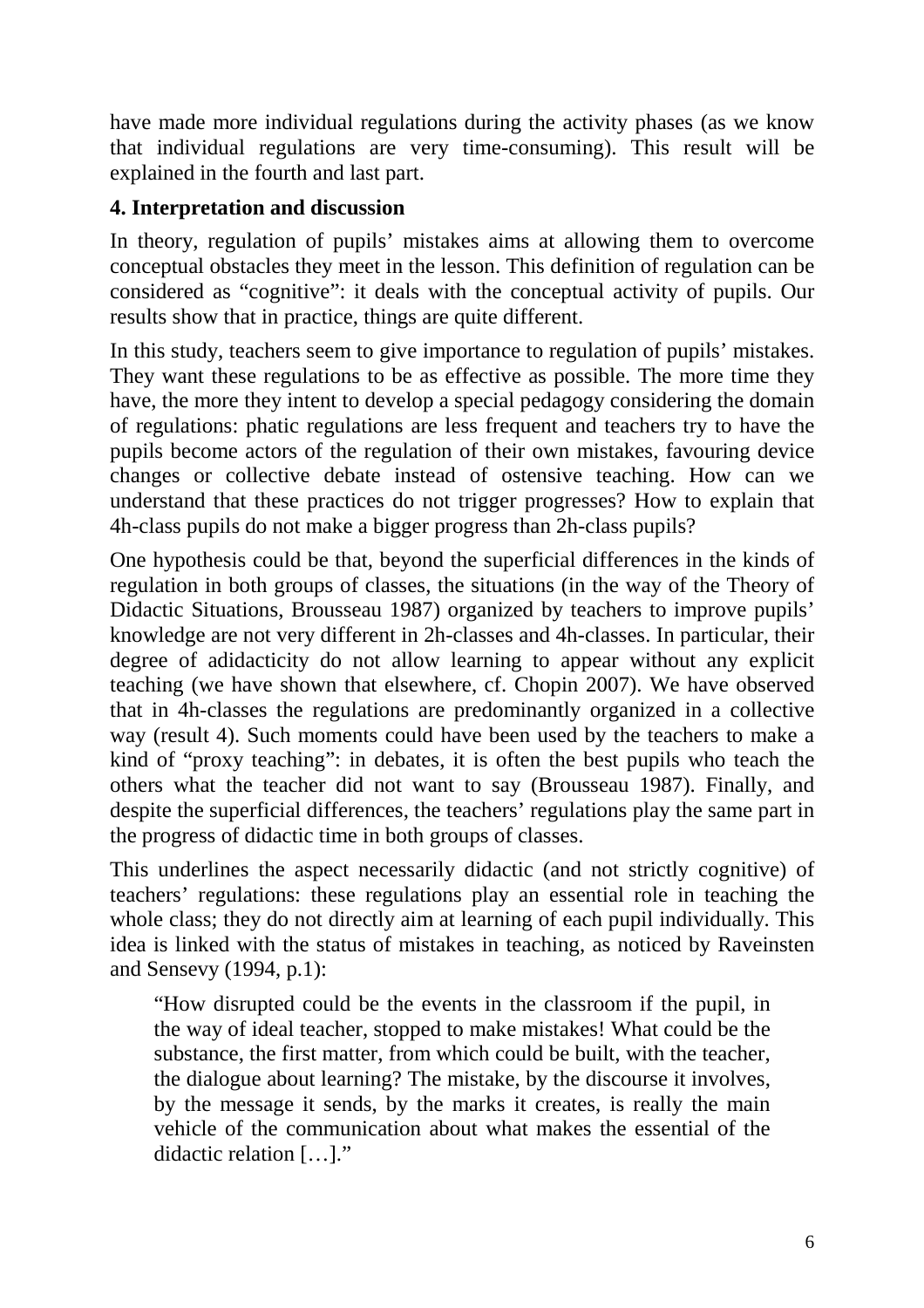have made more individual regulations during the activity phases (as we know that individual regulations are very time-consuming). This result will be explained in the fourth and last part.

### 4. Interpretation and discussion

In theory, regulation of pupils' mistakes aims at allowing them to overcome conceptual obstacles they meet in the lesson. This definition of regulation can be considered as "cognitive": it deals with the conceptual activity of pupils. Our results show that in practice, things are quite different.

In this study, teachers seem to give importance to regulation of pupils' mistakes. They want these regulations to be as effective as possible. The more time they have, the more they intent to develop a special pedagogy considering the domain of regulations: phatic regulations are less frequent and teachers try to have the pupils become actors of the regulation of their own mistakes, favouring device changes or collective debate instead of ostensive teaching. How can we understand that these practices do not trigger progresses? How to explain that 4h-class pupils do not make a bigger progress than 2h-class pupils?

One hypothesis could be that, beyond the superficial differences in the kinds of regulation in both groups of classes, the situations (in the way of the Theory of Didactic Situations, Brousseau 1987) organized by teachers to improve pupils' knowledge are not very different in 2h-classes and 4h-classes. In particular, their degree of adidacticity do not allow learning to appear without any explicit teaching (we have shown that elsewhere, cf. Chopin 2007). We have observed that in 4h-classes the regulations are predominantly organized in a collective way (result 4). Such moments could have been used by the teachers to make a kind of "proxy teaching": in debates, it is often the best pupils who teach the others what the teacher did not want to say (Brousseau 1987). Finally, and despite the superficial differences, the teachers' regulations play the same part in the progress of didactic time in both groups of classes.

This underlines the aspect necessarily didactic (and not strictly cognitive) of teachers' regulations: these regulations play an essential role in teaching the whole class; they do not directly aim at learning of each pupil individually. This idea is linked with the status of mistakes in teaching, as noticed by Raveinsten and Sensevy (1994, p.1):

> "How disrupted could be the events in the classroom if the pupil, in the way of ideal teacher, stopped to make mistakes! What could be the substance, the first matter, from which could be built, with the teacher, the dialogue about learning? The mistake, by the discourse it involves, by the message it sends, by the marks it creates, is really the main vehicle of the communication about what makes the essential of the didactic relation […]."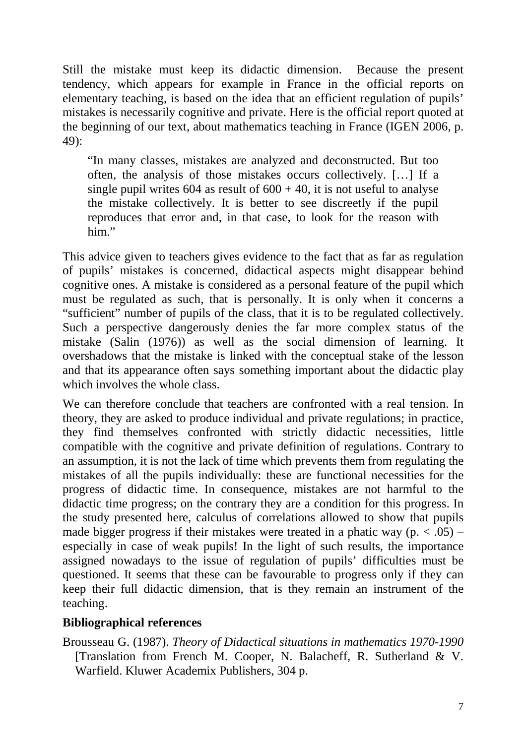Still the mistake must keep its didactic dimension. Because the present tendency, which appears for example in France in the official reports on elementary teaching, is based on the idea that an efficient regulation of pupils' mistakes is necessarily cognitive and private. Here is the official report quoted at the beginning of our text, about mathematics teaching in France (IGEN 2006, p. 49):

> "In many classes, mistakes are analyzed and deconstructed. But too often, the analysis of those mistakes occurs collectively. […] If a single pupil writes 604 as result of 600 + 40, it is not useful to analyse the mistake collectively. It is better to see discreetly if the pupil reproduces that error and, in that case, to look for the reason with him."

This advice given to teachers gives evidence to the fact that as far as regulation of pupils' mistakes is concerned, didactical aspects might disappear behind cognitive ones. A mistake is considered as a personal feature of the pupil which must be regulated as such, that is personally. It is only when it concerns a "sufficient" number of pupils of the class, that it is to be regulated collectively. Such a perspective dangerously denies the far more complex status of the mistake (Salin (1976)) as well as the social dimension of learning. It overshadows that the mistake is linked with the conceptual stake of the lesson and that its appearance often says something important about the didactic play which involves the whole class.

We can therefore conclude that teachers are confronted with a real tension. In theory, they are asked to produce individual and private regulations; in practice, they find themselves confronted with strictly didactic necessities, little compatible with the cognitive and private definition of regulations. Contrary to an assumption, it is not the lack of time which prevents them from regulating the mistakes of all the pupils individually: these are functional necessities for the progress of didactic time. In consequence, mistakes are not harmful to the didactic time progress; on the contrary they are a condition for this progress. In the study presented here, calculus of correlations allowed to show that pupils made bigger progress if their mistakes were treated in a phatic way ($p. < .05$) – especially in case of weak pupils! In the light of such results, the importance assigned nowadays to the issue of regulation of pupils' difficulties must be questioned. It seems that these can be favourable to progress only if they can keep their full didactic dimension, that is they remain an instrument of the teaching.

**Bibliographical references**

Brousseau G. (1987). *Theory of Didactical situations in mathematics 1970-1990* [Translation from French M. Cooper, N. Balacheff, R. Sutherland & V. Warfield. Kluwer Academix Publishers, 304 p.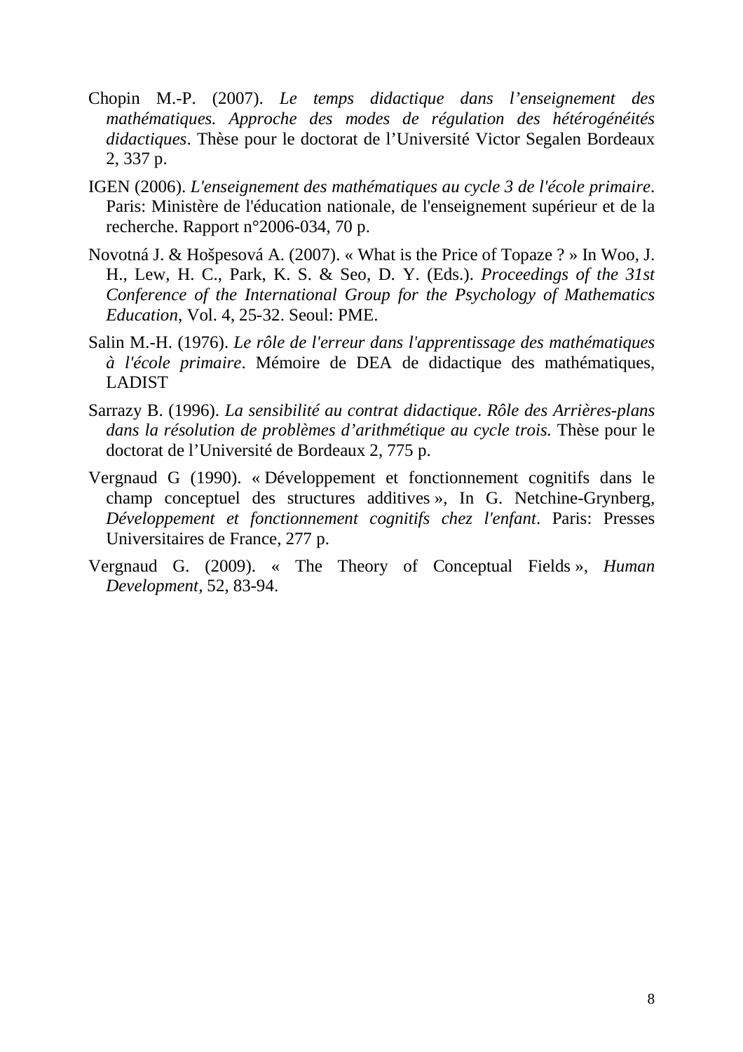Chopin M.-P. (2007). *Le temps didactique dans l'enseignement des mathématiques. Approche des modes de régulation des hétérogénéités didactiques*. Thèse pour le doctorat de l'Université Victor Segalen Bordeaux 2, 337 p.

IGEN (2006). *L'enseignement des mathématiques au cycle 3 de l'école primaire*. Paris: Ministère de l'éducation nationale, de l'enseignement supérieur et de la recherche. Rapport n°2006-034, 70 p.

Novotná J. & Hošpesová A. (2007). « What is the Price of Topaze ? » In Woo, J. H., Lew, H. C., Park, K. S. & Seo, D. Y. (Eds.). *Proceedings of the 31st Conference of the International Group for the Psychology of Mathematics Education*, Vol. 4, 25-32. Seoul: PME.

Salin M.-H. (1976). *Le rôle de l'erreur dans l'apprentissage des mathématiques à l'école primaire*. Mémoire de DEA de didactique des mathématiques, LADIST

Sarrazy B. (1996). *La sensibilité au contrat didactique*. *Rôle des Arrières-plans dans la résolution de problèmes d'arithmétique au cycle trois.* Thèse pour le doctorat de l'Université de Bordeaux 2, 775 p.

Vergnaud G (1990). « Développement et fonctionnement cognitifs dans le champ conceptuel des structures additives », In G. Netchine-Grynberg, *Développement et fonctionnement cognitifs chez l'enfant*. Paris: Presses Universitaires de France, 277 p.

Vergnaud G. (2009). « The Theory of Conceptual Fields », *Human Development*, 52, 83-94.